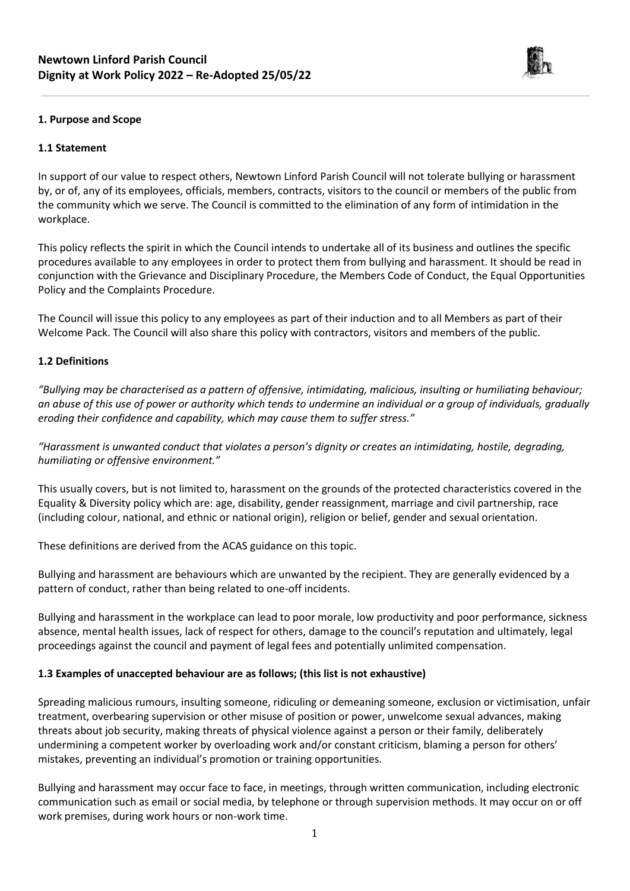# Newtown Linford Parish Council
## Dignity at Work Policy 2022 – Re-Adopted 25/05/22

### 1. Purpose and Scope

#### 1.1 Statement

In support of our value to respect others, Newtown Linford Parish Council will not tolerate bullying or harassment by, or of, any of its employees, officials, members, contracts, visitors to the council or members of the public from the community which we serve. The Council is committed to the elimination of any form of intimidation in the workplace.

This policy reflects the spirit in which the Council intends to undertake all of its business and outlines the specific procedures available to any employees in order to protect them from bullying and harassment. It should be read in conjunction with the Grievance and Disciplinary Procedure, the Members Code of Conduct, the Equal Opportunities Policy and the Complaints Procedure.

The Council will issue this policy to any employees as part of their induction and to all Members as part of their Welcome Pack. The Council will also share this policy with contractors, visitors and members of the public.

#### 1.2 Definitions

*"Bullying may be characterised as a pattern of offensive, intimidating, malicious, insulting or humiliating behaviour; an abuse of this use of power or authority which tends to undermine an individual or a group of individuals, gradually eroding their confidence and capability, which may cause them to suffer stress."*

*"Harassment is unwanted conduct that violates a person's dignity or creates an intimidating, hostile, degrading, humiliating or offensive environment."*

This usually covers, but is not limited to, harassment on the grounds of the protected characteristics covered in the Equality & Diversity policy which are: age, disability, gender reassignment, marriage and civil partnership, race (including colour, national, and ethnic or national origin), religion or belief, gender and sexual orientation.

These definitions are derived from the ACAS guidance on this topic.

Bullying and harassment are behaviours which are unwanted by the recipient. They are generally evidenced by a pattern of conduct, rather than being related to one-off incidents.

Bullying and harassment in the workplace can lead to poor morale, low productivity and poor performance, sickness absence, mental health issues, lack of respect for others, damage to the council's reputation and ultimately, legal proceedings against the council and payment of legal fees and potentially unlimited compensation.

#### 1.3 Examples of unaccepted behaviour are as follows; (this list is not exhaustive)

Spreading malicious rumours, insulting someone, ridiculing or demeaning someone, exclusion or victimisation, unfair treatment, overbearing supervision or other misuse of position or power, unwelcome sexual advances, making threats about job security, making threats of physical violence against a person or their family, deliberately undermining a competent worker by overloading work and/or constant criticism, blaming a person for others' mistakes, preventing an individual's promotion or training opportunities.

Bullying and harassment may occur face to face, in meetings, through written communication, including electronic communication such as email or social media, by telephone or through supervision methods. It may occur on or off work premises, during work hours or non-work time.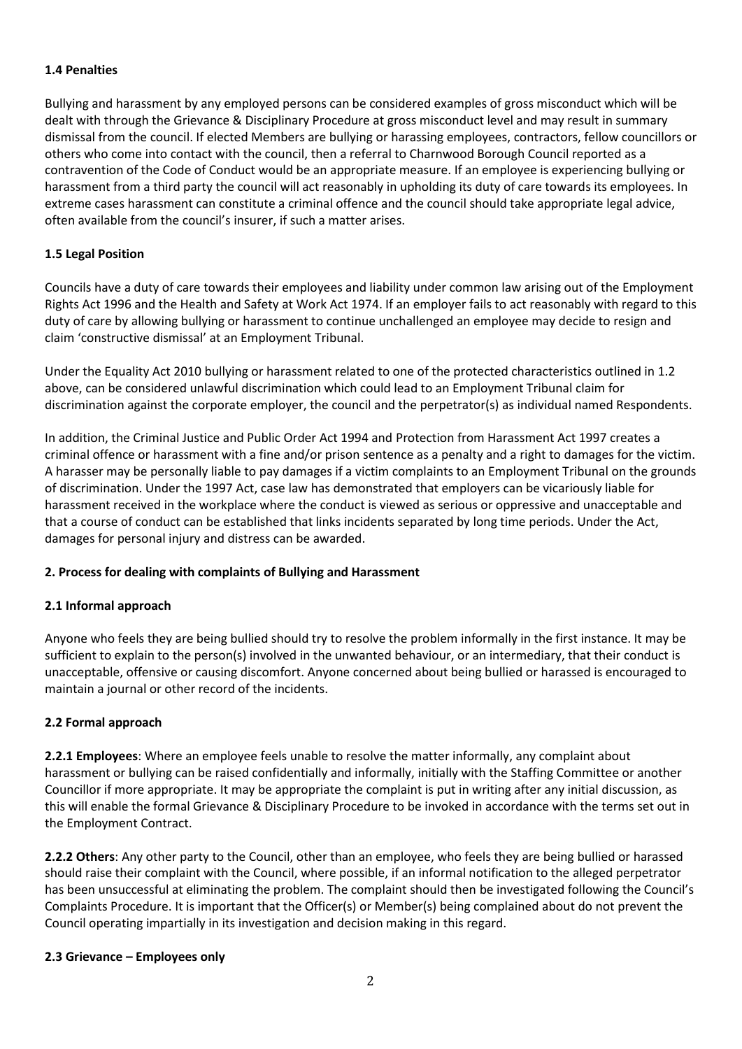**1.4 Penalties**

Bullying and harassment by any employed persons can be considered examples of gross misconduct which will be dealt with through the Grievance & Disciplinary Procedure at gross misconduct level and may result in summary dismissal from the council. If elected Members are bullying or harassing employees, contractors, fellow councillors or others who come into contact with the council, then a referral to Charnwood Borough Council reported as a contravention of the Code of Conduct would be an appropriate measure. If an employee is experiencing bullying or harassment from a third party the council will act reasonably in upholding its duty of care towards its employees. In extreme cases harassment can constitute a criminal offence and the council should take appropriate legal advice, often available from the council's insurer, if such a matter arises.

**1.5 Legal Position**

Councils have a duty of care towards their employees and liability under common law arising out of the Employment Rights Act 1996 and the Health and Safety at Work Act 1974. If an employer fails to act reasonably with regard to this duty of care by allowing bullying or harassment to continue unchallenged an employee may decide to resign and claim 'constructive dismissal' at an Employment Tribunal.

Under the Equality Act 2010 bullying or harassment related to one of the protected characteristics outlined in 1.2 above, can be considered unlawful discrimination which could lead to an Employment Tribunal claim for discrimination against the corporate employer, the council and the perpetrator(s) as individual named Respondents.

In addition, the Criminal Justice and Public Order Act 1994 and Protection from Harassment Act 1997 creates a criminal offence or harassment with a fine and/or prison sentence as a penalty and a right to damages for the victim. A harasser may be personally liable to pay damages if a victim complaints to an Employment Tribunal on the grounds of discrimination. Under the 1997 Act, case law has demonstrated that employers can be vicariously liable for harassment received in the workplace where the conduct is viewed as serious or oppressive and unacceptable and that a course of conduct can be established that links incidents separated by long time periods. Under the Act, damages for personal injury and distress can be awarded.

**2. Process for dealing with complaints of Bullying and Harassment**

**2.1 Informal approach**

Anyone who feels they are being bullied should try to resolve the problem informally in the first instance. It may be sufficient to explain to the person(s) involved in the unwanted behaviour, or an intermediary, that their conduct is unacceptable, offensive or causing discomfort. Anyone concerned about being bullied or harassed is encouraged to maintain a journal or other record of the incidents.

**2.2 Formal approach**

**2.2.1 Employees**: Where an employee feels unable to resolve the matter informally, any complaint about harassment or bullying can be raised confidentially and informally, initially with the Staffing Committee or another Councillor if more appropriate. It may be appropriate the complaint is put in writing after any initial discussion, as this will enable the formal Grievance & Disciplinary Procedure to be invoked in accordance with the terms set out in the Employment Contract.

**2.2.2 Others**: Any other party to the Council, other than an employee, who feels they are being bullied or harassed should raise their complaint with the Council, where possible, if an informal notification to the alleged perpetrator has been unsuccessful at eliminating the problem. The complaint should then be investigated following the Council's Complaints Procedure. It is important that the Officer(s) or Member(s) being complained about do not prevent the Council operating impartially in its investigation and decision making in this regard.

**2.3 Grievance – Employees only**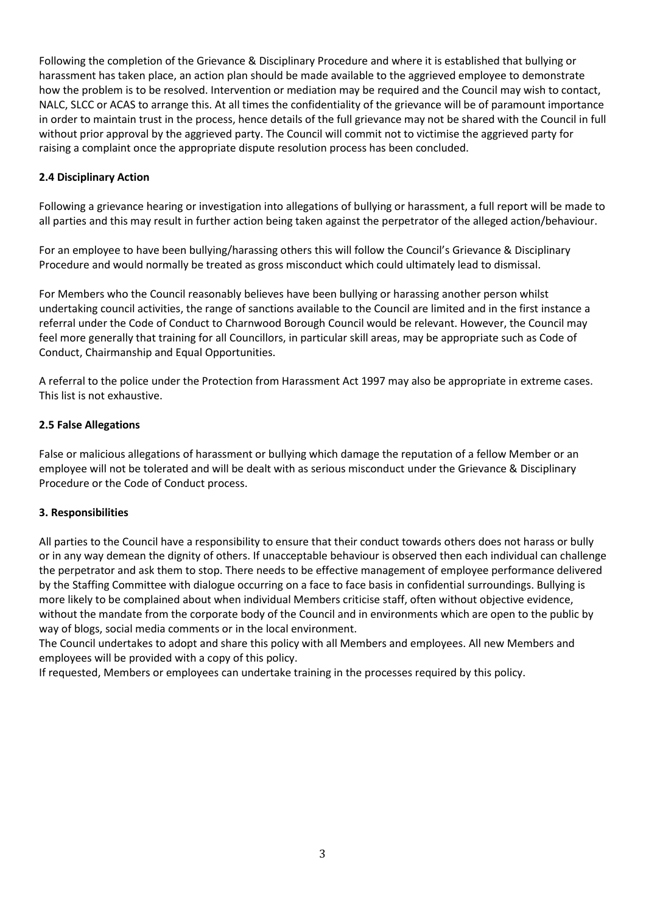Following the completion of the Grievance & Disciplinary Procedure and where it is established that bullying or harassment has taken place, an action plan should be made available to the aggrieved employee to demonstrate how the problem is to be resolved. Intervention or mediation may be required and the Council may wish to contact, NALC, SLCC or ACAS to arrange this. At all times the confidentiality of the grievance will be of paramount importance in order to maintain trust in the process, hence details of the full grievance may not be shared with the Council in full without prior approval by the aggrieved party. The Council will commit not to victimise the aggrieved party for raising a complaint once the appropriate dispute resolution process has been concluded.

**2.4 Disciplinary Action**

Following a grievance hearing or investigation into allegations of bullying or harassment, a full report will be made to all parties and this may result in further action being taken against the perpetrator of the alleged action/behaviour.

For an employee to have been bullying/harassing others this will follow the Council's Grievance & Disciplinary Procedure and would normally be treated as gross misconduct which could ultimately lead to dismissal.

For Members who the Council reasonably believes have been bullying or harassing another person whilst undertaking council activities, the range of sanctions available to the Council are limited and in the first instance a referral under the Code of Conduct to Charnwood Borough Council would be relevant. However, the Council may feel more generally that training for all Councillors, in particular skill areas, may be appropriate such as Code of Conduct, Chairmanship and Equal Opportunities.

A referral to the police under the Protection from Harassment Act 1997 may also be appropriate in extreme cases. This list is not exhaustive.

**2.5 False Allegations**

False or malicious allegations of harassment or bullying which damage the reputation of a fellow Member or an employee will not be tolerated and will be dealt with as serious misconduct under the Grievance & Disciplinary Procedure or the Code of Conduct process.

**3. Responsibilities**

All parties to the Council have a responsibility to ensure that their conduct towards others does not harass or bully or in any way demean the dignity of others. If unacceptable behaviour is observed then each individual can challenge the perpetrator and ask them to stop. There needs to be effective management of employee performance delivered by the Staffing Committee with dialogue occurring on a face to face basis in confidential surroundings. Bullying is more likely to be complained about when individual Members criticise staff, often without objective evidence, without the mandate from the corporate body of the Council and in environments which are open to the public by way of blogs, social media comments or in the local environment.

The Council undertakes to adopt and share this policy with all Members and employees. All new Members and employees will be provided with a copy of this policy.

If requested, Members or employees can undertake training in the processes required by this policy.